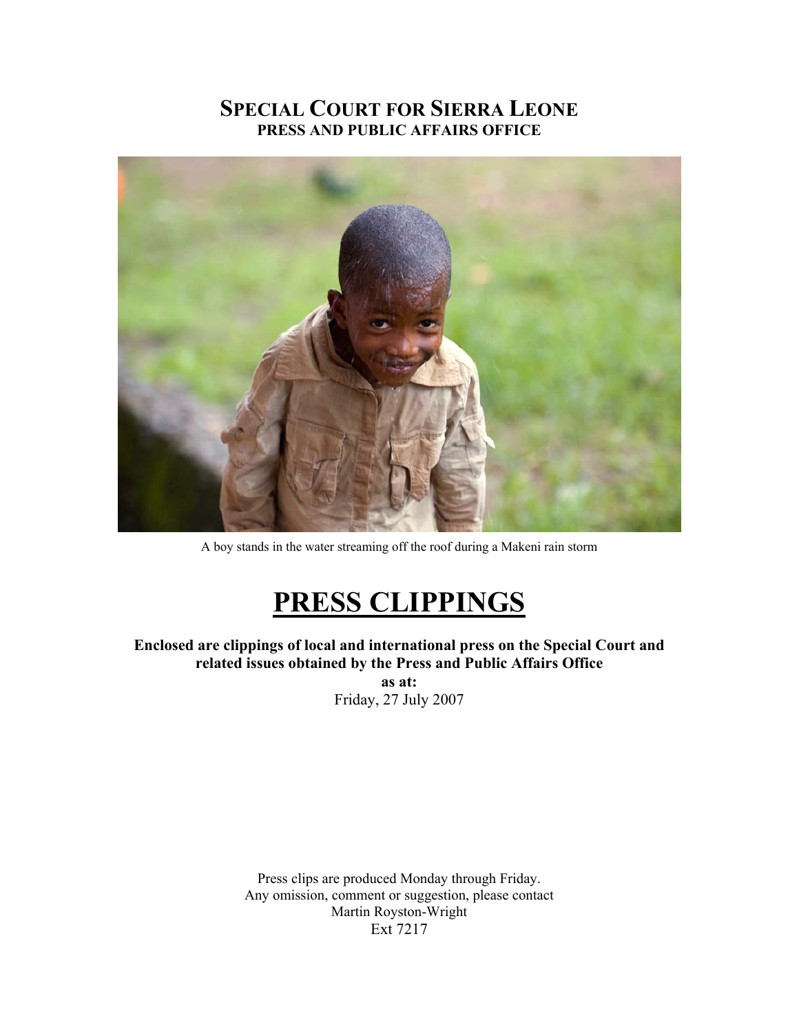# SPECIAL COURT FOR SIERRA LEONE
## PRESS AND PUBLIC AFFAIRS OFFICE

A boy stands in the water streaming off the roof during a Makeni rain storm

# PRESS CLIPPINGS

**Enclosed are clippings of local and international press on the Special Court and related issues obtained by the Press and Public Affairs Office**

**as at:**

Friday, 27 July 2007

Press clips are produced Monday through Friday.
Any omission, comment or suggestion, please contact
Martin Royston-Wright
Ext 7217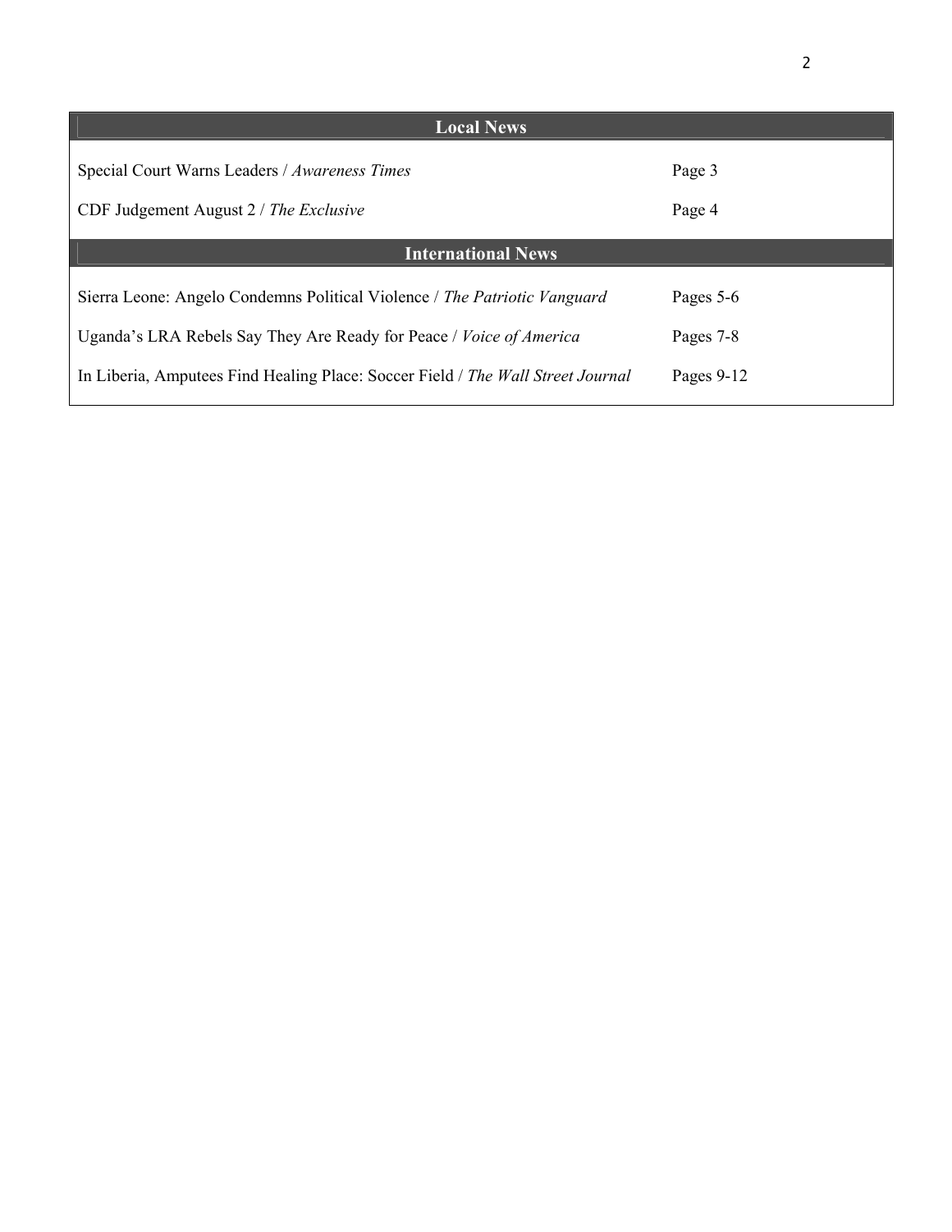| Local News | |
|---|---|
| Special Court Warns Leaders / *Awareness Times* | Page 3 |
| CDF Judgement August 2 / *The Exclusive* | Page 4 |
| **International News** | |
| Sierra Leone: Angelo Condemns Political Violence / *The Patriotic Vanguard* | Pages 5-6 |
| Uganda's LRA Rebels Say They Are Ready for Peace / *Voice of America* | Pages 7-8 |
| In Liberia, Amputees Find Healing Place: Soccer Field / *The Wall Street Journal* | Pages 9-12 |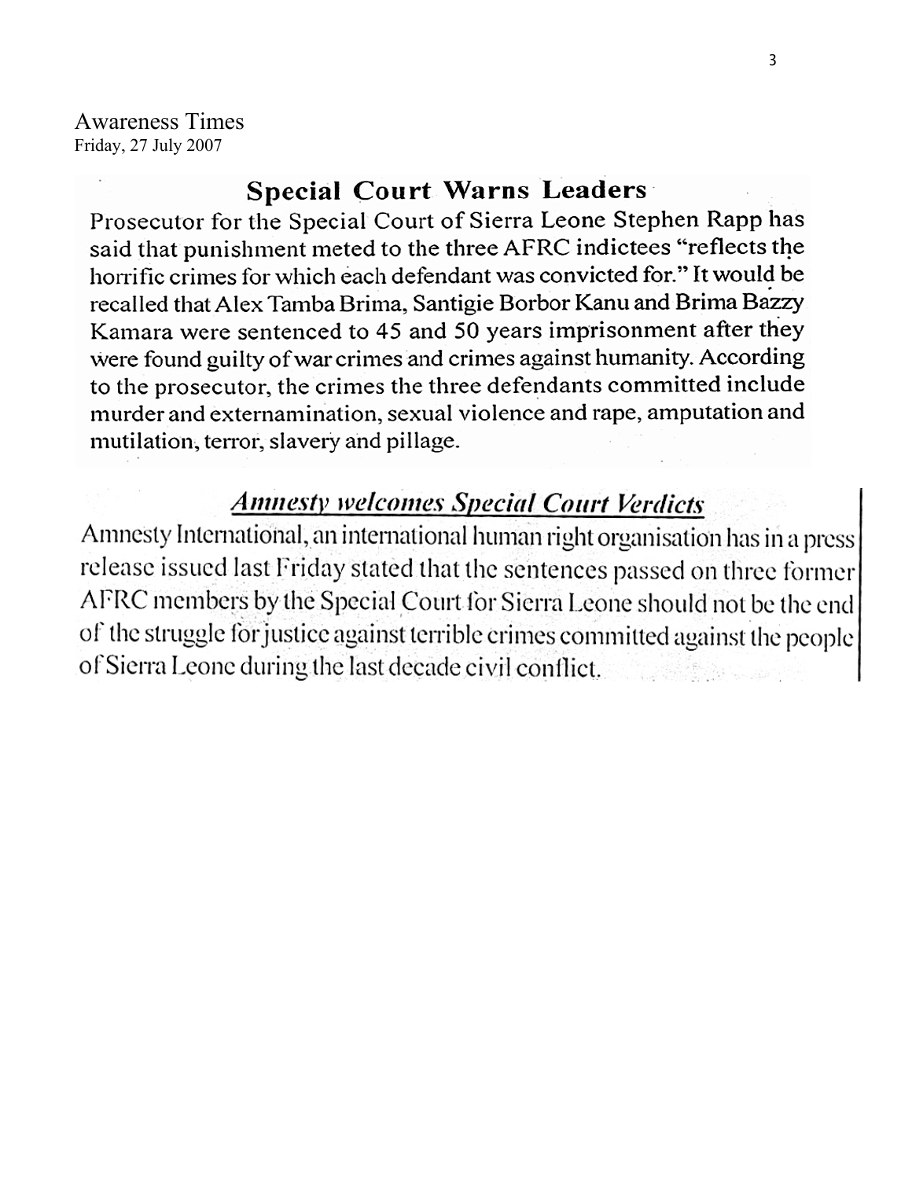Awareness Times
Friday, 27 July 2007

## Special Court Warns Leaders

Prosecutor for the Special Court of Sierra Leone Stephen Rapp has said that punishment meted to the three AFRC indictees "reflects the horrific crimes for which each defendant was convicted for." It would be recalled that Alex Tamba Brima, Santigie Borbor Kanu and Brima Bazzy Kamara were sentenced to 45 and 50 years imprisonment after they were found guilty of war crimes and crimes against humanity. According to the prosecutor, the crimes the three defendants committed include murder and externamination, sexual violence and rape, amputation and mutilation, terror, slavery and pillage.

## *Amnesty welcomes Special Court Verdicts*

Amnesty International, an international human right organisation has in a press release issued last Friday stated that the sentences passed on three former AFRC members by the Special Court for Sierra Leone should not be the end of the struggle for justice against terrible crimes committed against the people of Sierra Leone during the last decade civil conflict.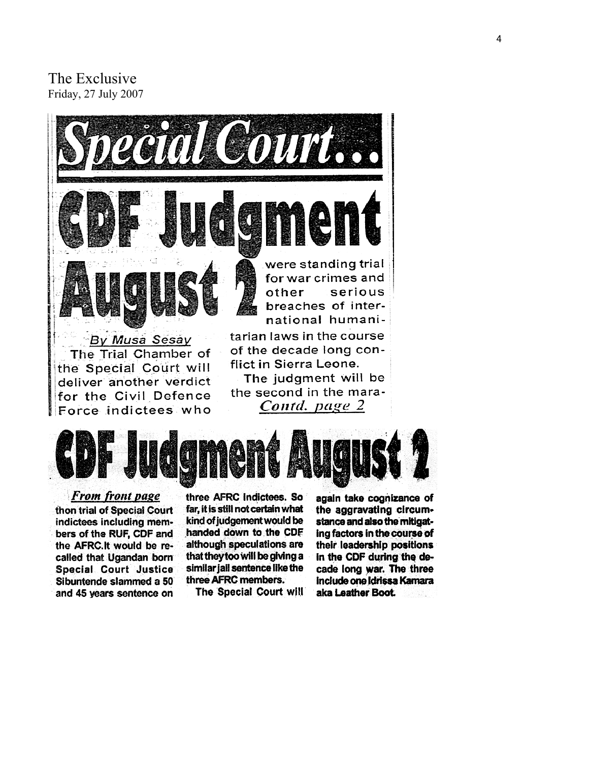The Exclusive
Friday, 27 July 2007

# Special Court...

# CDF Judgment August 2

*By Musa Sesay*

The Trial Chamber of the Special Court will deliver another verdict for the Civil Defence Force indictees who were standing trial for war crimes and other serious breaches of international humanitarian laws in the course of the decade long conflict in Sierra Leone.

The judgment will be the second in the mara-

*Contd. page 2*

# CDF Judgment August 2

*From front page*

thon trial of Special Court indictees including members of the RUF, CDF and the AFRC.It would be recalled that Ugandan born Special Court Justice Sibuntende slammed a 50 and 45 years sentence on three AFRC indictees. So far, it is still not certain what kind of judgement would be handed down to the CDF although speculations are that they too will be giving a similar jail sentence like the three AFRC members.

The Special Court will again take cognizance of the aggravating circumstance and also the mitigating factors in the course of their leadership positions in the CDF during the decade long war. The three include one Idrissa Kamara aka Leather Boot.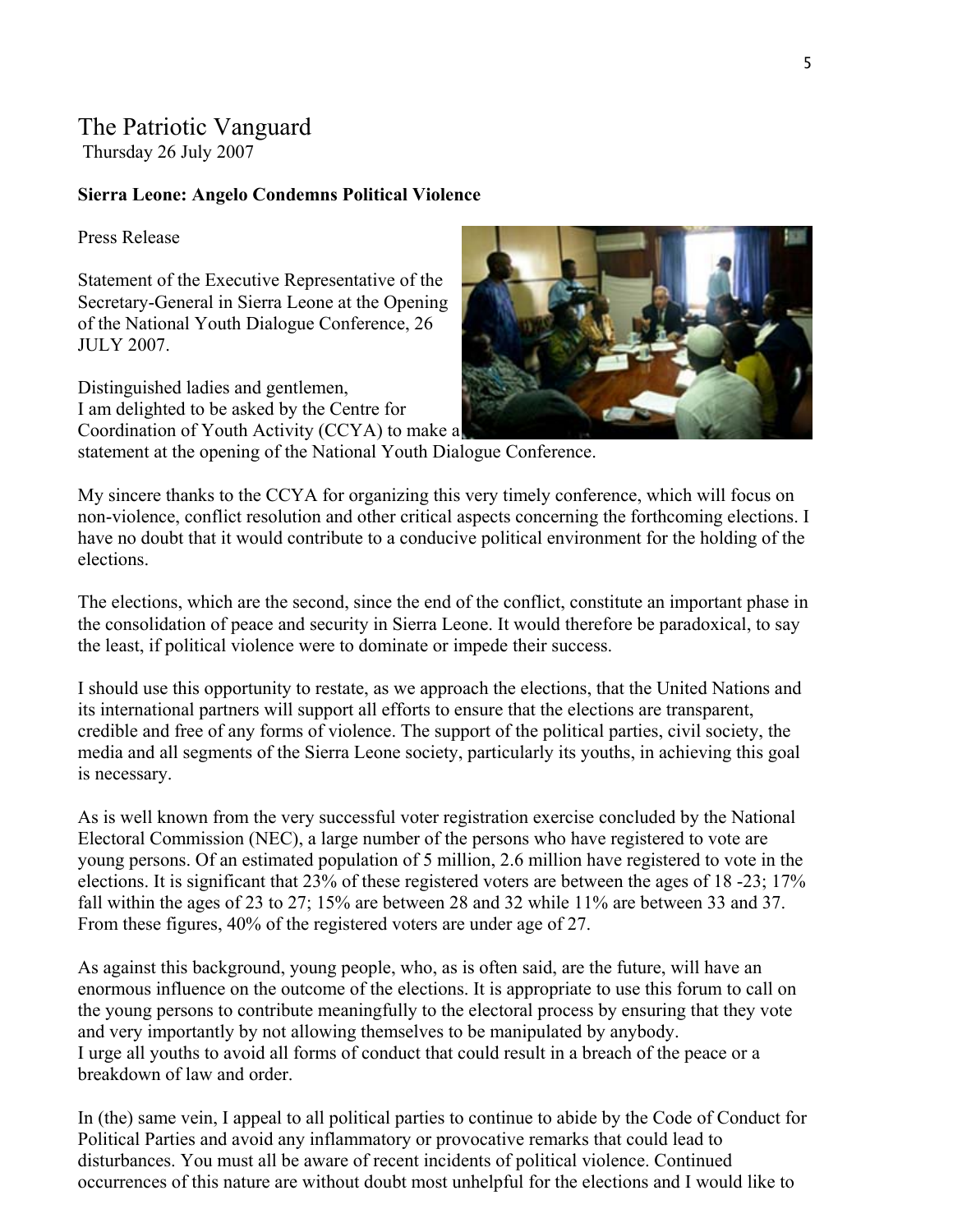# The Patriotic Vanguard

Thursday 26 July 2007

**Sierra Leone: Angelo Condemns Political Violence**

Press Release

Statement of the Executive Representative of the Secretary-General in Sierra Leone at the Opening of the National Youth Dialogue Conference, 26 JULY 2007.

Distinguished ladies and gentlemen,
I am delighted to be asked by the Centre for Coordination of Youth Activity (CCYA) to make a statement at the opening of the National Youth Dialogue Conference.

My sincere thanks to the CCYA for organizing this very timely conference, which will focus on non-violence, conflict resolution and other critical aspects concerning the forthcoming elections. I have no doubt that it would contribute to a conducive political environment for the holding of the elections.

The elections, which are the second, since the end of the conflict, constitute an important phase in the consolidation of peace and security in Sierra Leone. It would therefore be paradoxical, to say the least, if political violence were to dominate or impede their success.

I should use this opportunity to restate, as we approach the elections, that the United Nations and its international partners will support all efforts to ensure that the elections are transparent, credible and free of any forms of violence. The support of the political parties, civil society, the media and all segments of the Sierra Leone society, particularly its youths, in achieving this goal is necessary.

As is well known from the very successful voter registration exercise concluded by the National Electoral Commission (NEC), a large number of the persons who have registered to vote are young persons. Of an estimated population of 5 million, 2.6 million have registered to vote in the elections. It is significant that 23% of these registered voters are between the ages of 18 -23; 17% fall within the ages of 23 to 27; 15% are between 28 and 32 while 11% are between 33 and 37. From these figures, 40% of the registered voters are under age of 27.

As against this background, young people, who, as is often said, are the future, will have an enormous influence on the outcome of the elections. It is appropriate to use this forum to call on the young persons to contribute meaningfully to the electoral process by ensuring that they vote and very importantly by not allowing themselves to be manipulated by anybody.
I urge all youths to avoid all forms of conduct that could result in a breach of the peace or a breakdown of law and order.

In (the) same vein, I appeal to all political parties to continue to abide by the Code of Conduct for Political Parties and avoid any inflammatory or provocative remarks that could lead to disturbances. You must all be aware of recent incidents of political violence. Continued occurrences of this nature are without doubt most unhelpful for the elections and I would like to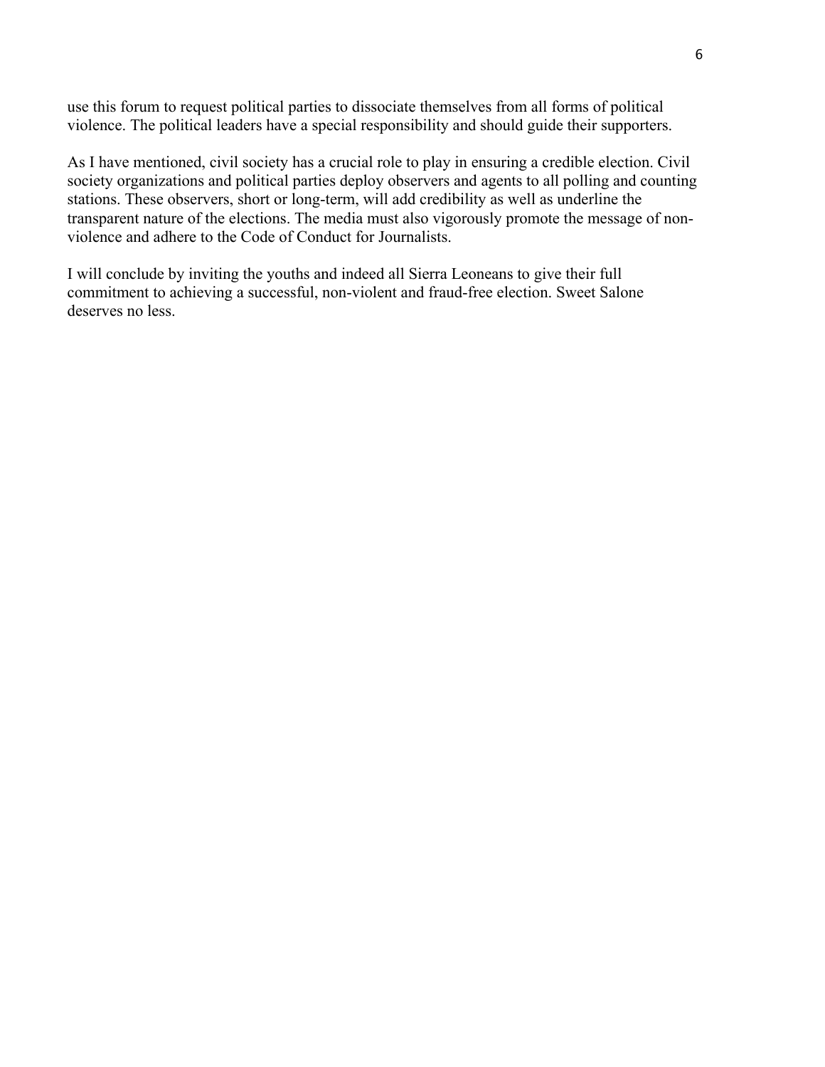use this forum to request political parties to dissociate themselves from all forms of political violence. The political leaders have a special responsibility and should guide their supporters.

As I have mentioned, civil society has a crucial role to play in ensuring a credible election. Civil society organizations and political parties deploy observers and agents to all polling and counting stations. These observers, short or long-term, will add credibility as well as underline the transparent nature of the elections. The media must also vigorously promote the message of non-violence and adhere to the Code of Conduct for Journalists.

I will conclude by inviting the youths and indeed all Sierra Leoneans to give their full commitment to achieving a successful, non-violent and fraud-free election. Sweet Salone deserves no less.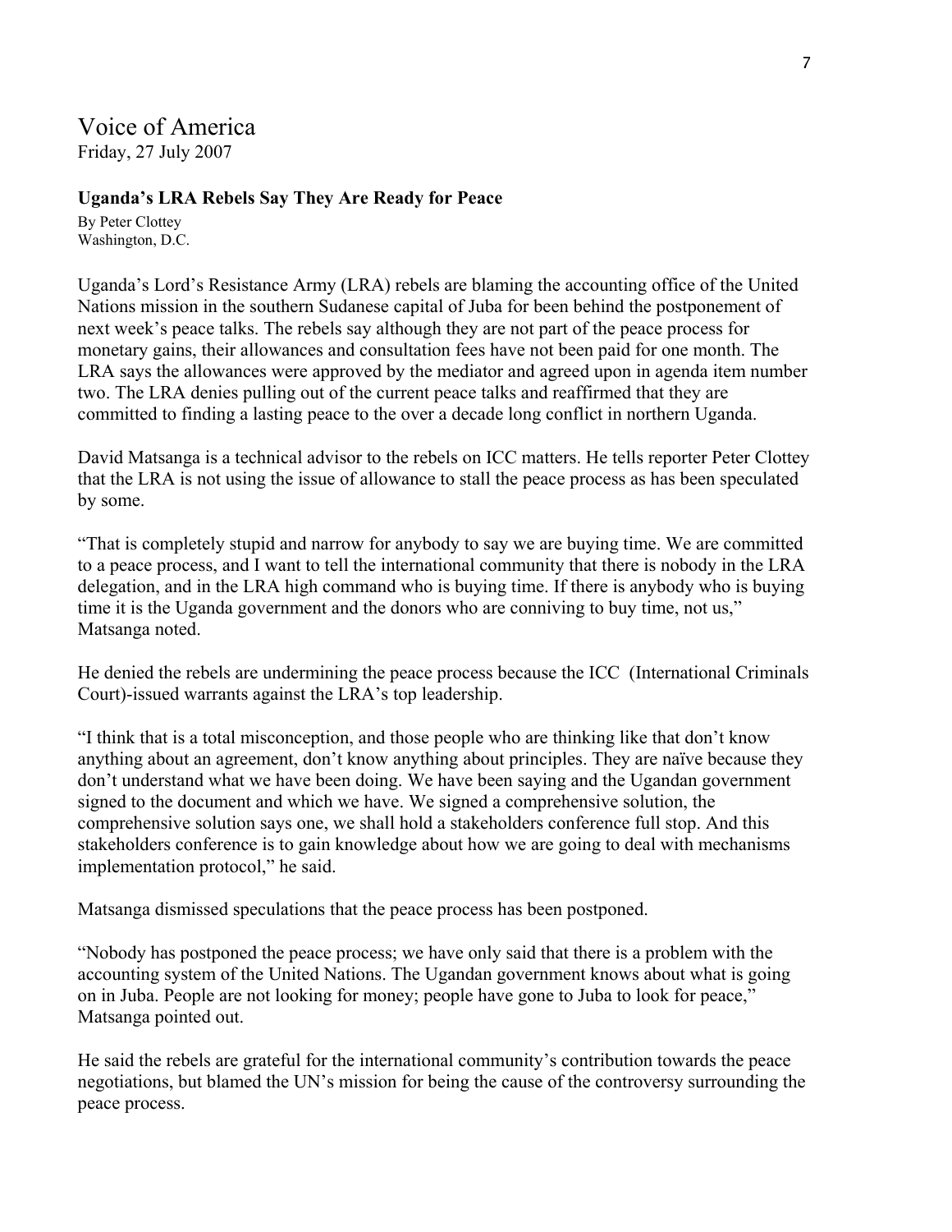## Voice of America

Friday, 27 July 2007

### Uganda's LRA Rebels Say They Are Ready for Peace

By Peter Clottey
Washington, D.C.

Uganda's Lord's Resistance Army (LRA) rebels are blaming the accounting office of the United Nations mission in the southern Sudanese capital of Juba for been behind the postponement of next week's peace talks. The rebels say although they are not part of the peace process for monetary gains, their allowances and consultation fees have not been paid for one month. The LRA says the allowances were approved by the mediator and agreed upon in agenda item number two. The LRA denies pulling out of the current peace talks and reaffirmed that they are committed to finding a lasting peace to the over a decade long conflict in northern Uganda.

David Matsanga is a technical advisor to the rebels on ICC matters. He tells reporter Peter Clottey that the LRA is not using the issue of allowance to stall the peace process as has been speculated by some.

"That is completely stupid and narrow for anybody to say we are buying time. We are committed to a peace process, and I want to tell the international community that there is nobody in the LRA delegation, and in the LRA high command who is buying time. If there is anybody who is buying time it is the Uganda government and the donors who are conniving to buy time, not us," Matsanga noted.

He denied the rebels are undermining the peace process because the ICC (International Criminals Court)-issued warrants against the LRA's top leadership.

"I think that is a total misconception, and those people who are thinking like that don't know anything about an agreement, don't know anything about principles. They are naïve because they don't understand what we have been doing. We have been saying and the Ugandan government signed to the document and which we have. We signed a comprehensive solution, the comprehensive solution says one, we shall hold a stakeholders conference full stop. And this stakeholders conference is to gain knowledge about how we are going to deal with mechanisms implementation protocol," he said.

Matsanga dismissed speculations that the peace process has been postponed.

"Nobody has postponed the peace process; we have only said that there is a problem with the accounting system of the United Nations. The Ugandan government knows about what is going on in Juba. People are not looking for money; people have gone to Juba to look for peace," Matsanga pointed out.

He said the rebels are grateful for the international community's contribution towards the peace negotiations, but blamed the UN's mission for being the cause of the controversy surrounding the peace process.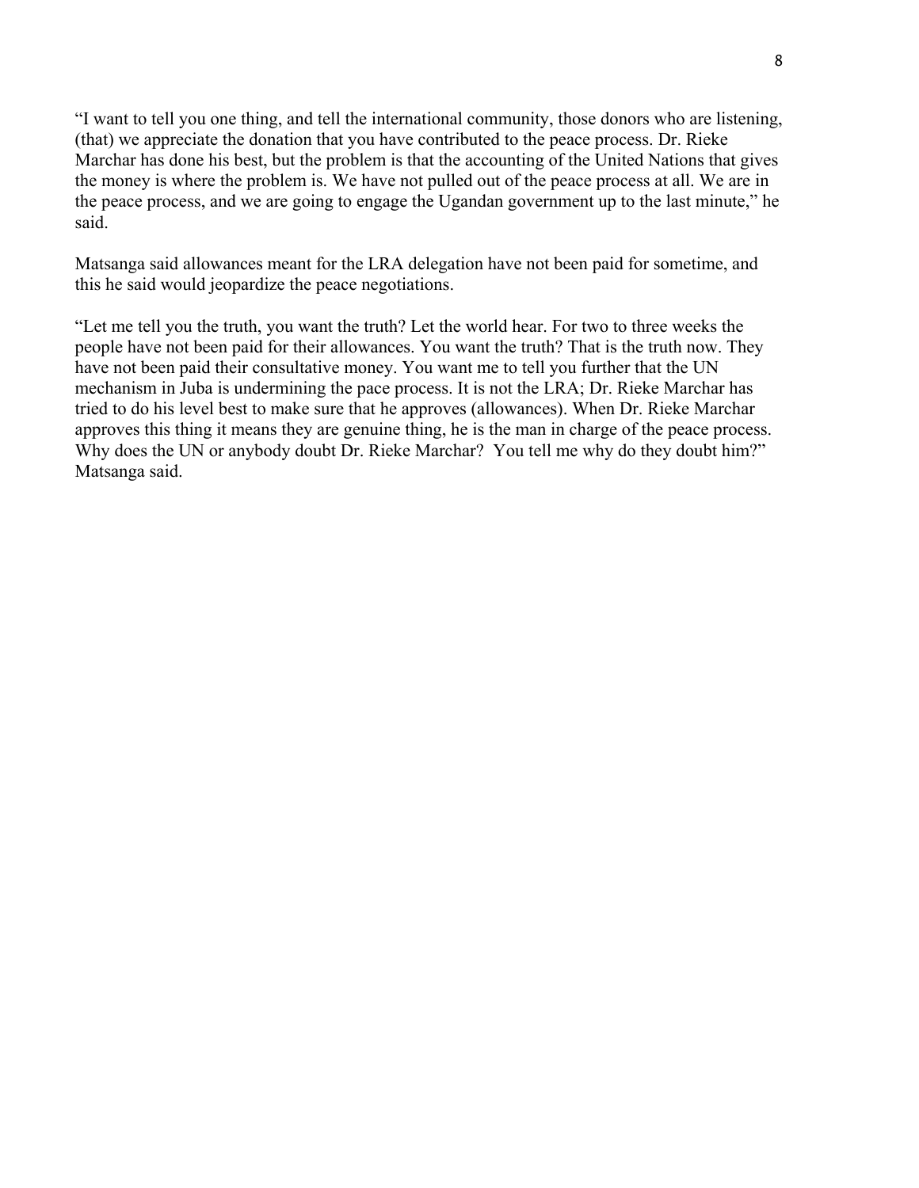"I want to tell you one thing, and tell the international community, those donors who are listening, (that) we appreciate the donation that you have contributed to the peace process. Dr. Rieke Marchar has done his best, but the problem is that the accounting of the United Nations that gives the money is where the problem is. We have not pulled out of the peace process at all. We are in the peace process, and we are going to engage the Ugandan government up to the last minute," he said.

Matsanga said allowances meant for the LRA delegation have not been paid for sometime, and this he said would jeopardize the peace negotiations.

"Let me tell you the truth, you want the truth? Let the world hear. For two to three weeks the people have not been paid for their allowances. You want the truth? That is the truth now. They have not been paid their consultative money. You want me to tell you further that the UN mechanism in Juba is undermining the pace process. It is not the LRA; Dr. Rieke Marchar has tried to do his level best to make sure that he approves (allowances). When Dr. Rieke Marchar approves this thing it means they are genuine thing, he is the man in charge of the peace process. Why does the UN or anybody doubt Dr. Rieke Marchar? You tell me why do they doubt him?" Matsanga said.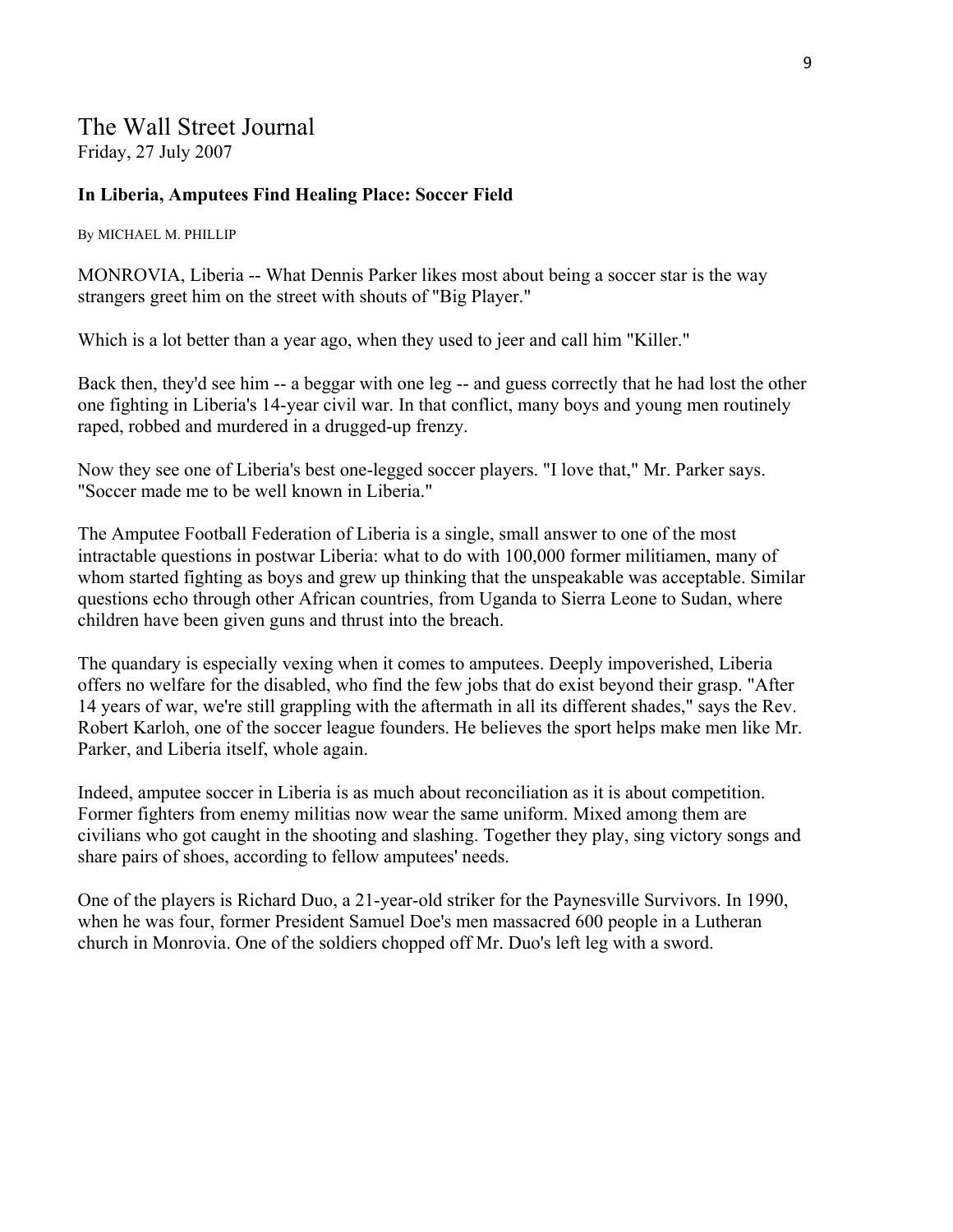## The Wall Street Journal

Friday, 27 July 2007

**In Liberia, Amputees Find Healing Place: Soccer Field**

By MICHAEL M. PHILLIP

MONROVIA, Liberia -- What Dennis Parker likes most about being a soccer star is the way strangers greet him on the street with shouts of "Big Player."

Which is a lot better than a year ago, when they used to jeer and call him "Killer."

Back then, they'd see him -- a beggar with one leg -- and guess correctly that he had lost the other one fighting in Liberia's 14-year civil war. In that conflict, many boys and young men routinely raped, robbed and murdered in a drugged-up frenzy.

Now they see one of Liberia's best one-legged soccer players. "I love that," Mr. Parker says. "Soccer made me to be well known in Liberia."

The Amputee Football Federation of Liberia is a single, small answer to one of the most intractable questions in postwar Liberia: what to do with 100,000 former militiamen, many of whom started fighting as boys and grew up thinking that the unspeakable was acceptable. Similar questions echo through other African countries, from Uganda to Sierra Leone to Sudan, where children have been given guns and thrust into the breach.

The quandary is especially vexing when it comes to amputees. Deeply impoverished, Liberia offers no welfare for the disabled, who find the few jobs that do exist beyond their grasp. "After 14 years of war, we're still grappling with the aftermath in all its different shades," says the Rev. Robert Karloh, one of the soccer league founders. He believes the sport helps make men like Mr. Parker, and Liberia itself, whole again.

Indeed, amputee soccer in Liberia is as much about reconciliation as it is about competition. Former fighters from enemy militias now wear the same uniform. Mixed among them are civilians who got caught in the shooting and slashing. Together they play, sing victory songs and share pairs of shoes, according to fellow amputees' needs.

One of the players is Richard Duo, a 21-year-old striker for the Paynesville Survivors. In 1990, when he was four, former President Samuel Doe's men massacred 600 people in a Lutheran church in Monrovia. One of the soldiers chopped off Mr. Duo's left leg with a sword.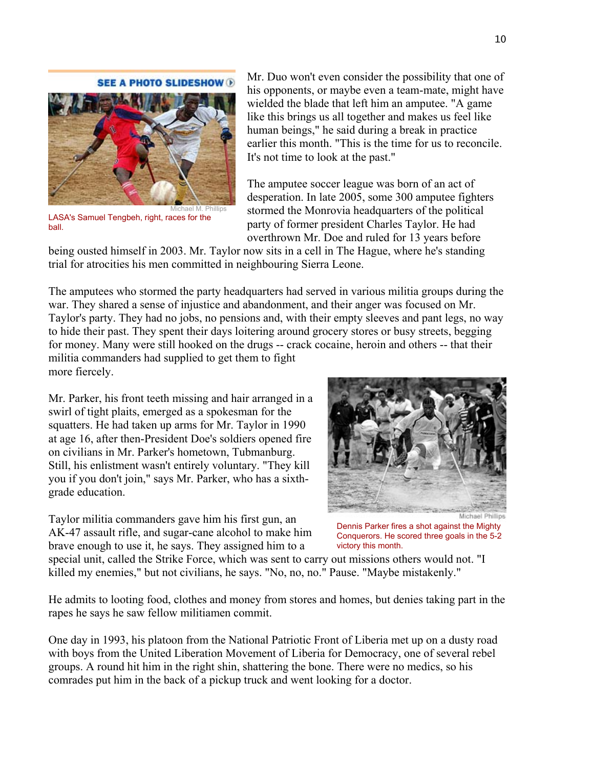SEE A PHOTO SLIDESHOW

Michael M. Phillips

LASA's Samuel Tengbeh, right, races for the ball.

Mr. Duo won't even consider the possibility that one of his opponents, or maybe even a team-mate, might have wielded the blade that left him an amputee. "A game like this brings us all together and makes us feel like human beings," he said during a break in practice earlier this month. "This is the time for us to reconcile. It's not time to look at the past."

The amputee soccer league was born of an act of desperation. In late 2005, some 300 amputee fighters stormed the Monrovia headquarters of the political party of former president Charles Taylor. He had overthrown Mr. Doe and ruled for 13 years before being ousted himself in 2003. Mr. Taylor now sits in a cell in The Hague, where he's standing trial for atrocities his men committed in neighbouring Sierra Leone.

The amputees who stormed the party headquarters had served in various militia groups during the war. They shared a sense of injustice and abandonment, and their anger was focused on Mr. Taylor's party. They had no jobs, no pensions and, with their empty sleeves and pant legs, no way to hide their past. They spent their days loitering around grocery stores or busy streets, begging for money. Many were still hooked on the drugs -- crack cocaine, heroin and others -- that their militia commanders had supplied to get them to fight more fiercely.

Mr. Parker, his front teeth missing and hair arranged in a swirl of tight plaits, emerged as a spokesman for the squatters. He had taken up arms for Mr. Taylor in 1990 at age 16, after then-President Doe's soldiers opened fire on civilians in Mr. Parker's hometown, Tubmanburg. Still, his enlistment wasn't entirely voluntary. "They kill you if you don't join," says Mr. Parker, who has a sixth-grade education.

Michael Phillips

Dennis Parker fires a shot against the Mighty Conquerors. He scored three goals in the 5-2 victory this month.

Taylor militia commanders gave him his first gun, an AK-47 assault rifle, and sugar-cane alcohol to make him brave enough to use it, he says. They assigned him to a special unit, called the Strike Force, which was sent to carry out missions others would not. "I killed my enemies," but not civilians, he says. "No, no, no." Pause. "Maybe mistakenly."

He admits to looting food, clothes and money from stores and homes, but denies taking part in the rapes he says he saw fellow militiamen commit.

One day in 1993, his platoon from the National Patriotic Front of Liberia met up on a dusty road with boys from the United Liberation Movement of Liberia for Democracy, one of several rebel groups. A round hit him in the right shin, shattering the bone. There were no medics, so his comrades put him in the back of a pickup truck and went looking for a doctor.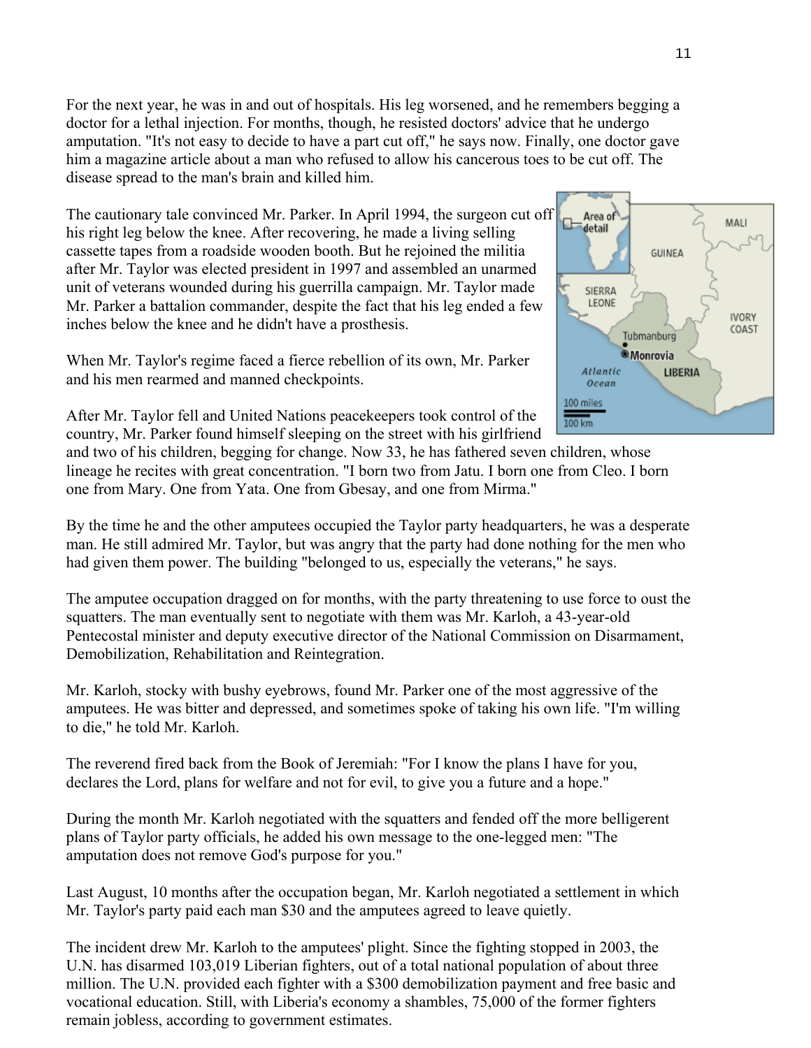For the next year, he was in and out of hospitals. His leg worsened, and he remembers begging a doctor for a lethal injection. For months, though, he resisted doctors' advice that he undergo amputation. "It's not easy to decide to have a part cut off," he says now. Finally, one doctor gave him a magazine article about a man who refused to allow his cancerous toes to be cut off. The disease spread to the man's brain and killed him.

The cautionary tale convinced Mr. Parker. In April 1994, the surgeon cut off his right leg below the knee. After recovering, he made a living selling cassette tapes from a roadside wooden booth. But he rejoined the militia after Mr. Taylor was elected president in 1997 and assembled an unarmed unit of veterans wounded during his guerrilla campaign. Mr. Taylor made Mr. Parker a battalion commander, despite the fact that his leg ended a few inches below the knee and he didn't have a prosthesis.

When Mr. Taylor's regime faced a fierce rebellion of its own, Mr. Parker and his men rearmed and manned checkpoints.

After Mr. Taylor fell and United Nations peacekeepers took control of the country, Mr. Parker found himself sleeping on the street with his girlfriend and two of his children, begging for change. Now 33, he has fathered seven children, whose lineage he recites with great concentration. "I born two from Jatu. I born one from Cleo. I born one from Mary. One from Yata. One from Gbesay, and one from Mirma."

By the time he and the other amputees occupied the Taylor party headquarters, he was a desperate man. He still admired Mr. Taylor, but was angry that the party had done nothing for the men who had given them power. The building "belonged to us, especially the veterans," he says.

The amputee occupation dragged on for months, with the party threatening to use force to oust the squatters. The man eventually sent to negotiate with them was Mr. Karloh, a 43-year-old Pentecostal minister and deputy executive director of the National Commission on Disarmament, Demobilization, Rehabilitation and Reintegration.

Mr. Karloh, stocky with bushy eyebrows, found Mr. Parker one of the most aggressive of the amputees. He was bitter and depressed, and sometimes spoke of taking his own life. "I'm willing to die," he told Mr. Karloh.

The reverend fired back from the Book of Jeremiah: "For I know the plans I have for you, declares the Lord, plans for welfare and not for evil, to give you a future and a hope."

During the month Mr. Karloh negotiated with the squatters and fended off the more belligerent plans of Taylor party officials, he added his own message to the one-legged men: "The amputation does not remove God's purpose for you."

Last August, 10 months after the occupation began, Mr. Karloh negotiated a settlement in which Mr. Taylor's party paid each man $30 and the amputees agreed to leave quietly.

The incident drew Mr. Karloh to the amputees' plight. Since the fighting stopped in 2003, the U.N. has disarmed 103,019 Liberian fighters, out of a total national population of about three million. The U.N. provided each fighter with a $300 demobilization payment and free basic and vocational education. Still, with Liberia's economy a shambles, 75,000 of the former fighters remain jobless, according to government estimates.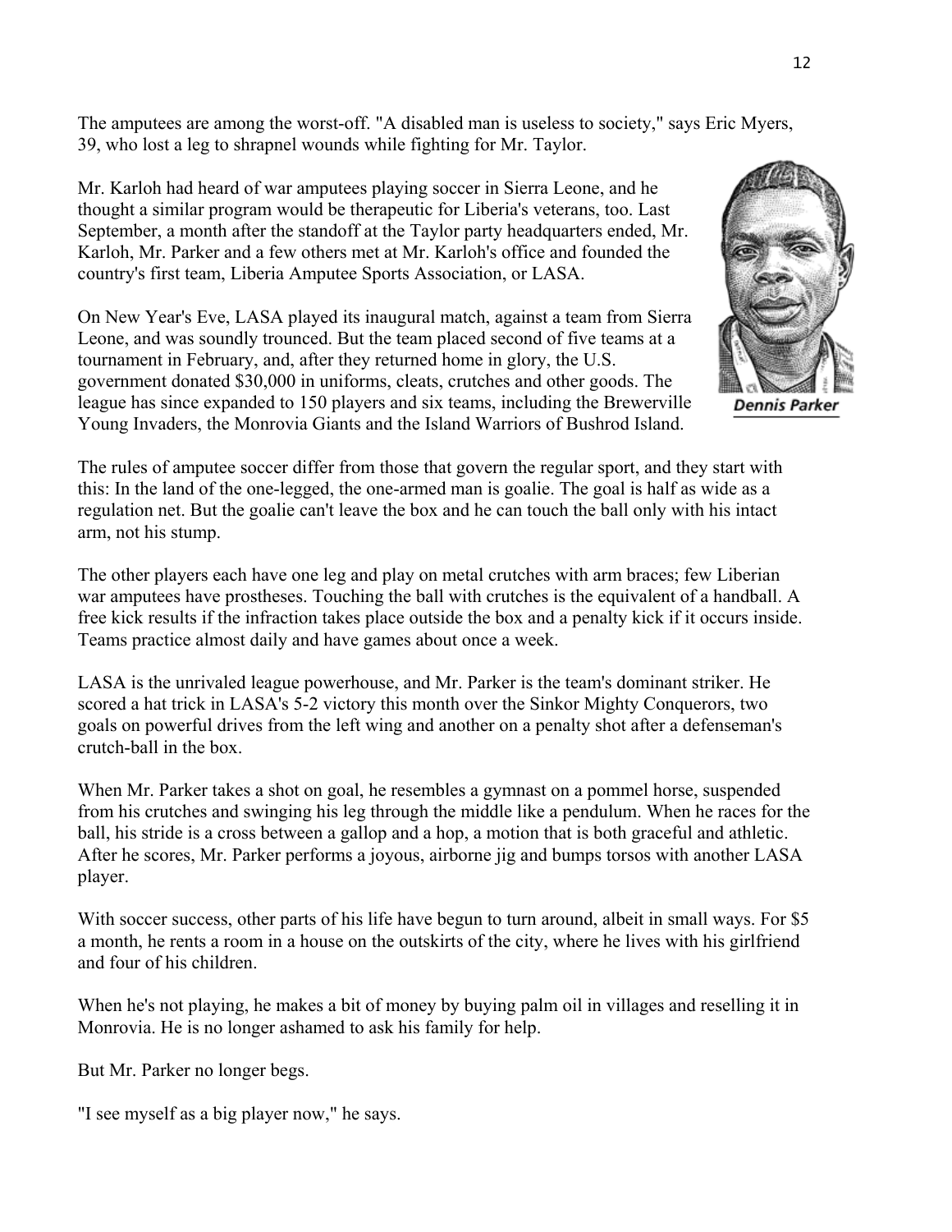The amputees are among the worst-off. "A disabled man is useless to society," says Eric Myers, 39, who lost a leg to shrapnel wounds while fighting for Mr. Taylor.

Mr. Karloh had heard of war amputees playing soccer in Sierra Leone, and he thought a similar program would be therapeutic for Liberia's veterans, too. Last September, a month after the standoff at the Taylor party headquarters ended, Mr. Karloh, Mr. Parker and a few others met at Mr. Karloh's office and founded the country's first team, Liberia Amputee Sports Association, or LASA.

On New Year's Eve, LASA played its inaugural match, against a team from Sierra Leone, and was soundly trounced. But the team placed second of five teams at a tournament in February, and, after they returned home in glory, the U.S. government donated $30,000 in uniforms, cleats, crutches and other goods. The league has since expanded to 150 players and six teams, including the Brewerville Young Invaders, the Monrovia Giants and the Island Warriors of Bushrod Island.

**Dennis Parker**

The rules of amputee soccer differ from those that govern the regular sport, and they start with this: In the land of the one-legged, the one-armed man is goalie. The goal is half as wide as a regulation net. But the goalie can't leave the box and he can touch the ball only with his intact arm, not his stump.

The other players each have one leg and play on metal crutches with arm braces; few Liberian war amputees have prostheses. Touching the ball with crutches is the equivalent of a handball. A free kick results if the infraction takes place outside the box and a penalty kick if it occurs inside. Teams practice almost daily and have games about once a week.

LASA is the unrivaled league powerhouse, and Mr. Parker is the team's dominant striker. He scored a hat trick in LASA's 5-2 victory this month over the Sinkor Mighty Conquerors, two goals on powerful drives from the left wing and another on a penalty shot after a defenseman's crutch-ball in the box.

When Mr. Parker takes a shot on goal, he resembles a gymnast on a pommel horse, suspended from his crutches and swinging his leg through the middle like a pendulum. When he races for the ball, his stride is a cross between a gallop and a hop, a motion that is both graceful and athletic. After he scores, Mr. Parker performs a joyous, airborne jig and bumps torsos with another LASA player.

With soccer success, other parts of his life have begun to turn around, albeit in small ways. For $5 a month, he rents a room in a house on the outskirts of the city, where he lives with his girlfriend and four of his children.

When he's not playing, he makes a bit of money by buying palm oil in villages and reselling it in Monrovia. He is no longer ashamed to ask his family for help.

But Mr. Parker no longer begs.

"I see myself as a big player now," he says.